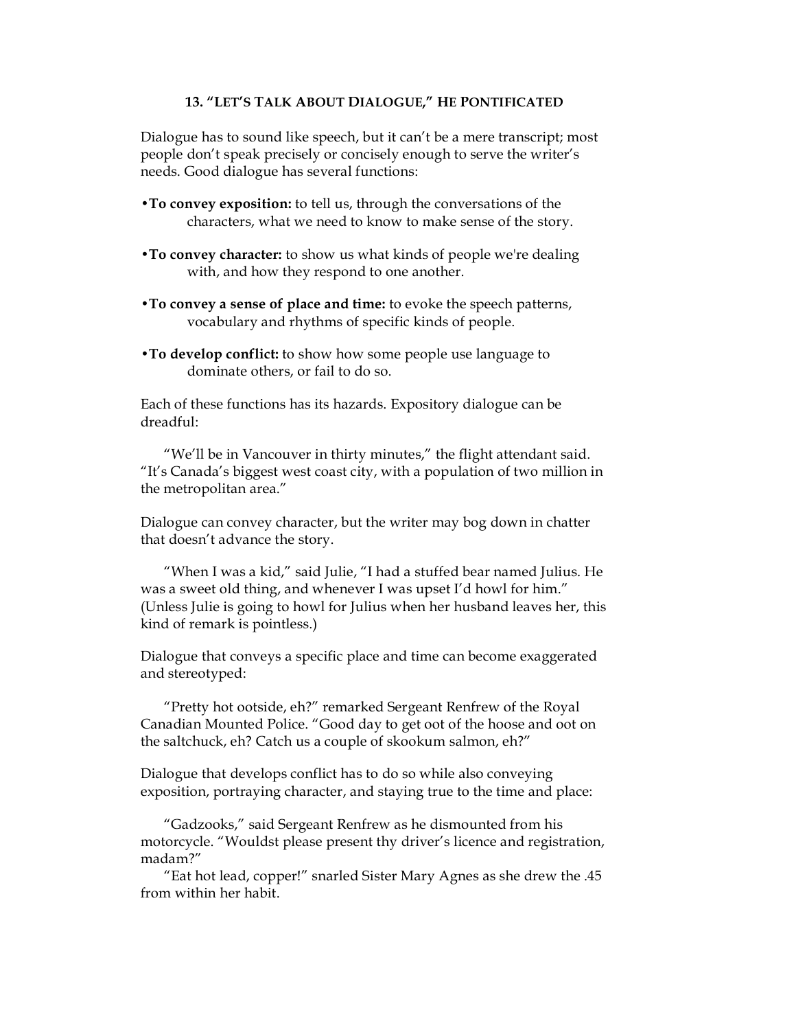## 13. "LET'S TALK ABOUT DIALOGUE," HE PONTIFICATED

Dialogue has to sound like speech, but it can't be a mere transcript; most people don't speak precisely or concisely enough to serve the writer's needs. Good dialogue has several functions:

- **To convey exposition:** to tell us, through the conversations of the characters, what we need to know to make sense of the story.
- **To convey character:** to show us what kinds of people we're dealing with, and how they respond to one another.
- **To convey a sense of place and time:** to evoke the speech patterns, vocabulary and rhythms of specific kinds of people.
- **To develop conflict:** to show how some people use language to dominate others, or fail to do so.

Each of these functions has its hazards. Expository dialogue can be dreadful:

"We'll be in Vancouver in thirty minutes," the flight attendant said. "It's Canada's biggest west coast city, with a population of two million in the metropolitan area."

Dialogue can convey character, but the writer may bog down in chatter that doesn't advance the story.

"When I was a kid," said Julie, "I had a stuffed bear named Julius. He was a sweet old thing, and whenever I was upset I'd howl for him." (Unless Julie is going to howl for Julius when her husband leaves her, this kind of remark is pointless.)

Dialogue that conveys a specific place and time can become exaggerated and stereotyped:

"Pretty hot ootside, eh?" remarked Sergeant Renfrew of the Royal Canadian Mounted Police. "Good day to get oot of the hoose and oot on the saltchuck, eh? Catch us a couple of skookum salmon, eh?"

Dialogue that develops conflict has to do so while also conveying exposition, portraying character, and staying true to the time and place:

"Gadzooks," said Sergeant Renfrew as he dismounted from his motorcycle. "Wouldst please present thy driver's licence and registration, madam?"

"Eat hot lead, copper!" snarled Sister Mary Agnes as she drew the .45 from within her habit.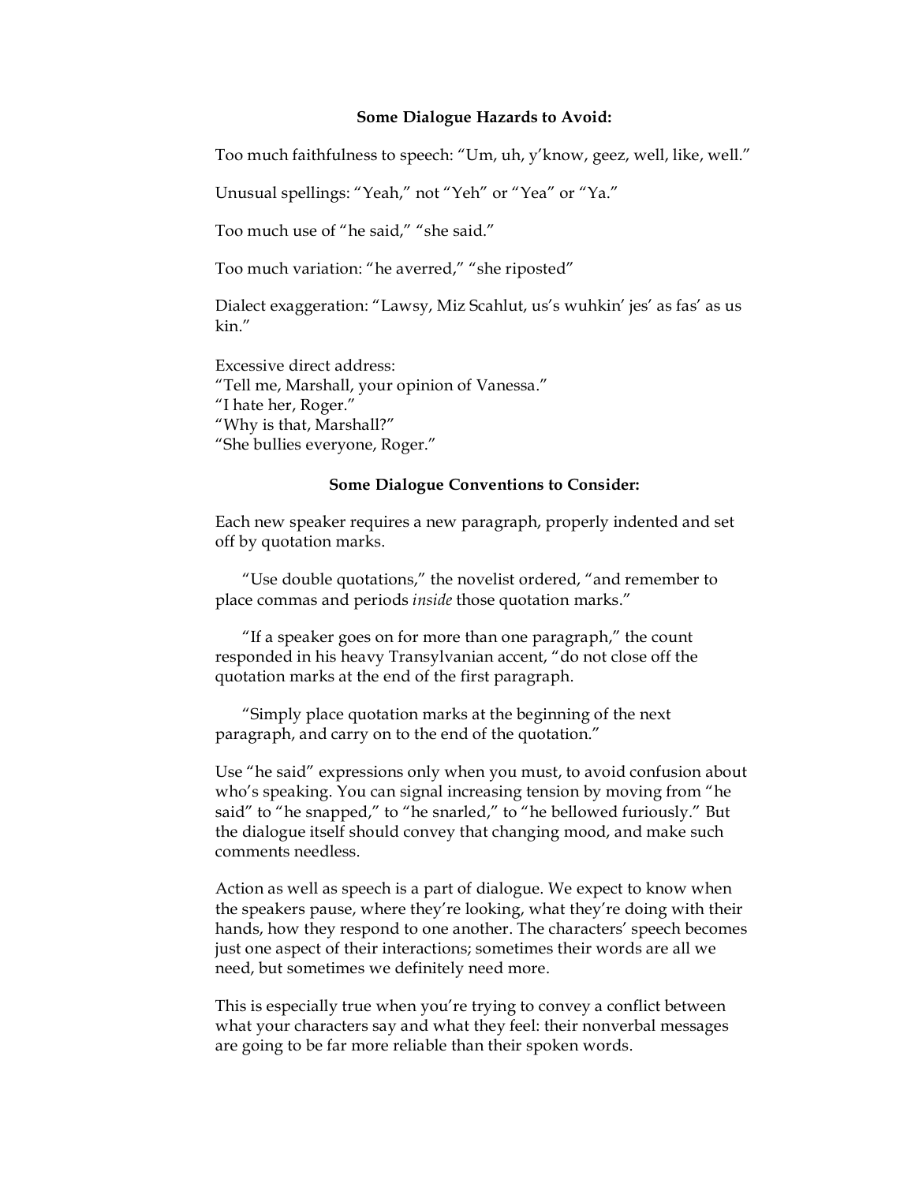**Some Dialogue Hazards to Avoid:**

Too much faithfulness to speech: "Um, uh, y'know, geez, well, like, well."

Unusual spellings: "Yeah," not "Yeh" or "Yea" or "Ya."

Too much use of "he said," "she said."

Too much variation: "he averred," "she riposted"

Dialect exaggeration: "Lawsy, Miz Scahlut, us's wuhkin' jes' as fas' as us kin."

Excessive direct address:
"Tell me, Marshall, your opinion of Vanessa."
"I hate her, Roger."
"Why is that, Marshall?"
"She bullies everyone, Roger."

**Some Dialogue Conventions to Consider:**

Each new speaker requires a new paragraph, properly indented and set off by quotation marks.

"Use double quotations," the novelist ordered, "and remember to place commas and periods *inside* those quotation marks."

"If a speaker goes on for more than one paragraph," the count responded in his heavy Transylvanian accent, "do not close off the quotation marks at the end of the first paragraph.

"Simply place quotation marks at the beginning of the next paragraph, and carry on to the end of the quotation."

Use "he said" expressions only when you must, to avoid confusion about who's speaking. You can signal increasing tension by moving from "he said" to "he snapped," to "he snarled," to "he bellowed furiously." But the dialogue itself should convey that changing mood, and make such comments needless.

Action as well as speech is a part of dialogue. We expect to know when the speakers pause, where they're looking, what they're doing with their hands, how they respond to one another. The characters' speech becomes just one aspect of their interactions; sometimes their words are all we need, but sometimes we definitely need more.

This is especially true when you're trying to convey a conflict between what your characters say and what they feel: their nonverbal messages are going to be far more reliable than their spoken words.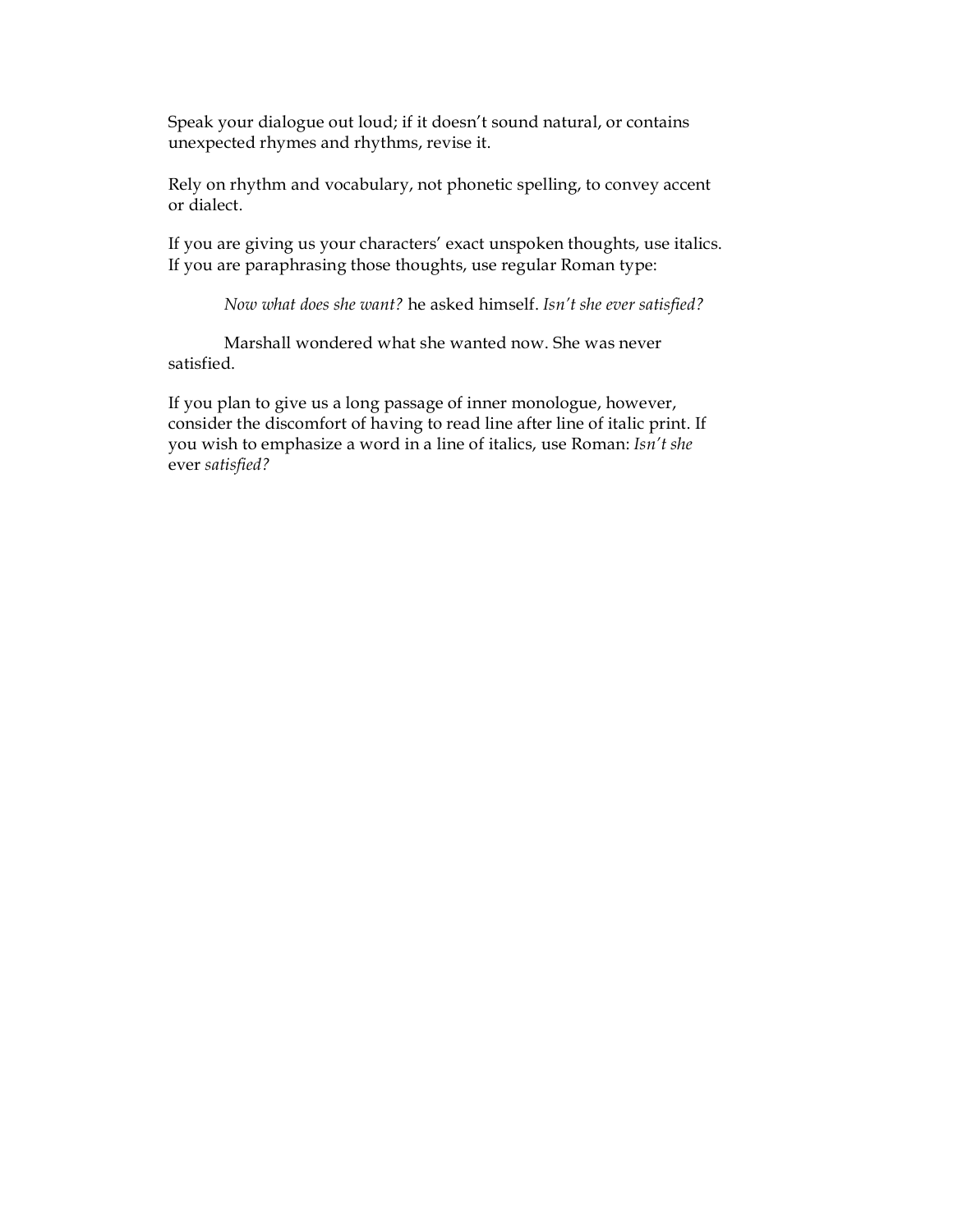Speak your dialogue out loud; if it doesn't sound natural, or contains unexpected rhymes and rhythms, revise it.

Rely on rhythm and vocabulary, not phonetic spelling, to convey accent or dialect.

If you are giving us your characters' exact unspoken thoughts, use italics. If you are paraphrasing those thoughts, use regular Roman type:

> *Now what does she want?* he asked himself. *Isn't she ever satisfied?*

> Marshall wondered what she wanted now. She was never satisfied.

If you plan to give us a long passage of inner monologue, however, consider the discomfort of having to read line after line of italic print. If you wish to emphasize a word in a line of italics, use Roman: *Isn't she* ever *satisfied?*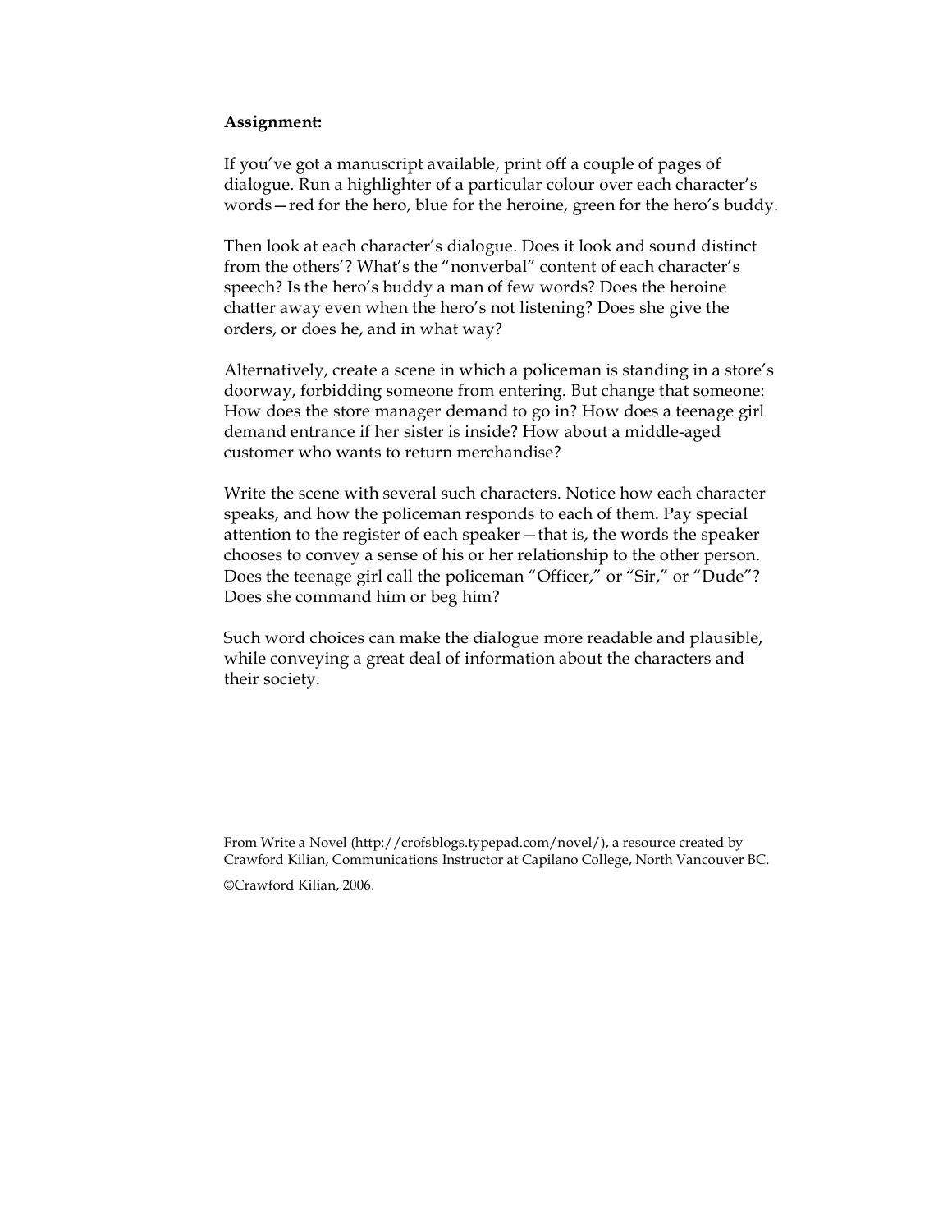**Assignment:**

If you've got a manuscript available, print off a couple of pages of dialogue. Run a highlighter of a particular colour over each character's words—red for the hero, blue for the heroine, green for the hero's buddy.

Then look at each character's dialogue. Does it look and sound distinct from the others'? What's the "nonverbal" content of each character's speech? Is the hero's buddy a man of few words? Does the heroine chatter away even when the hero's not listening? Does she give the orders, or does he, and in what way?

Alternatively, create a scene in which a policeman is standing in a store's doorway, forbidding someone from entering. But change that someone: How does the store manager demand to go in? How does a teenage girl demand entrance if her sister is inside? How about a middle-aged customer who wants to return merchandise?

Write the scene with several such characters. Notice how each character speaks, and how the policeman responds to each of them. Pay special attention to the register of each speaker—that is, the words the speaker chooses to convey a sense of his or her relationship to the other person. Does the teenage girl call the policeman "Officer," or "Sir," or "Dude"? Does she command him or beg him?

Such word choices can make the dialogue more readable and plausible, while conveying a great deal of information about the characters and their society.

From Write a Novel (http://crofsblogs.typepad.com/novel/), a resource created by Crawford Kilian, Communications Instructor at Capilano College, North Vancouver BC.

©Crawford Kilian, 2006.